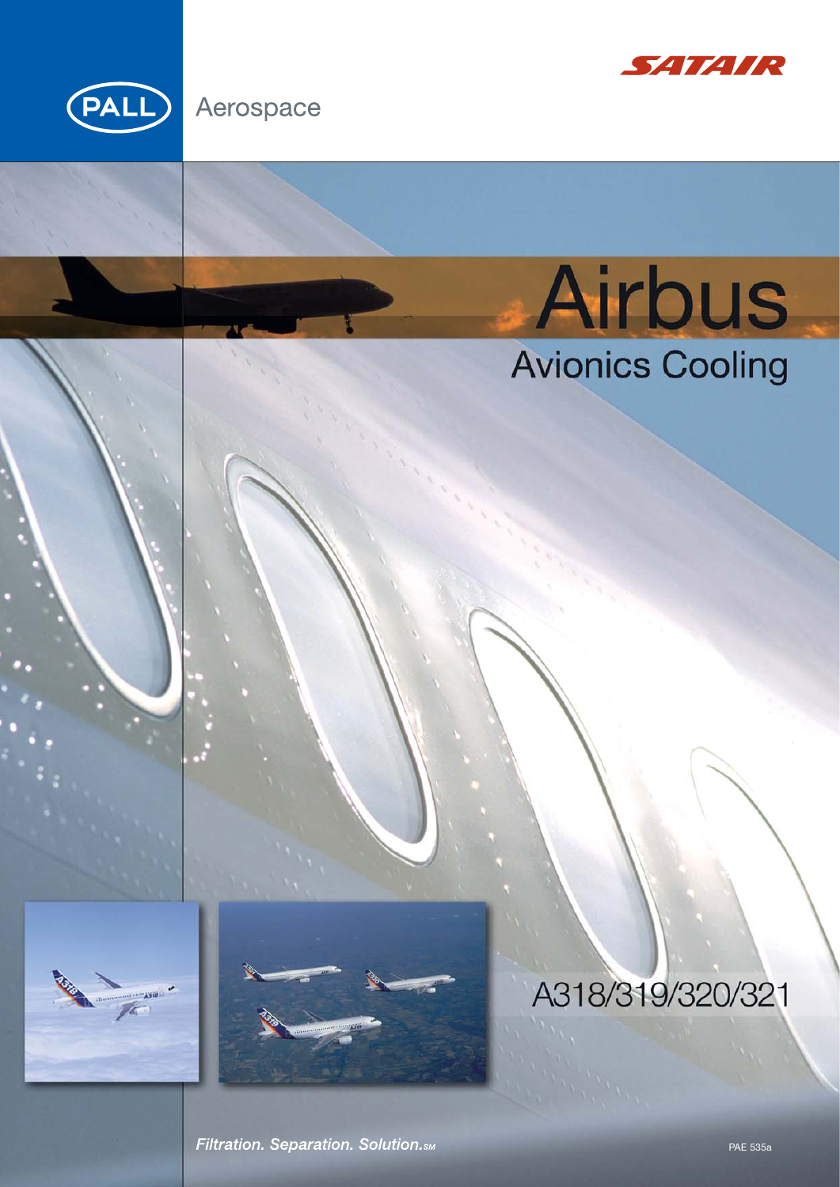PALL Aerospace

SATAIR

# Airbus

## Avionics Cooling

A318/319/320/321

*Filtration. Separation. Solution.SM*

PAE 535a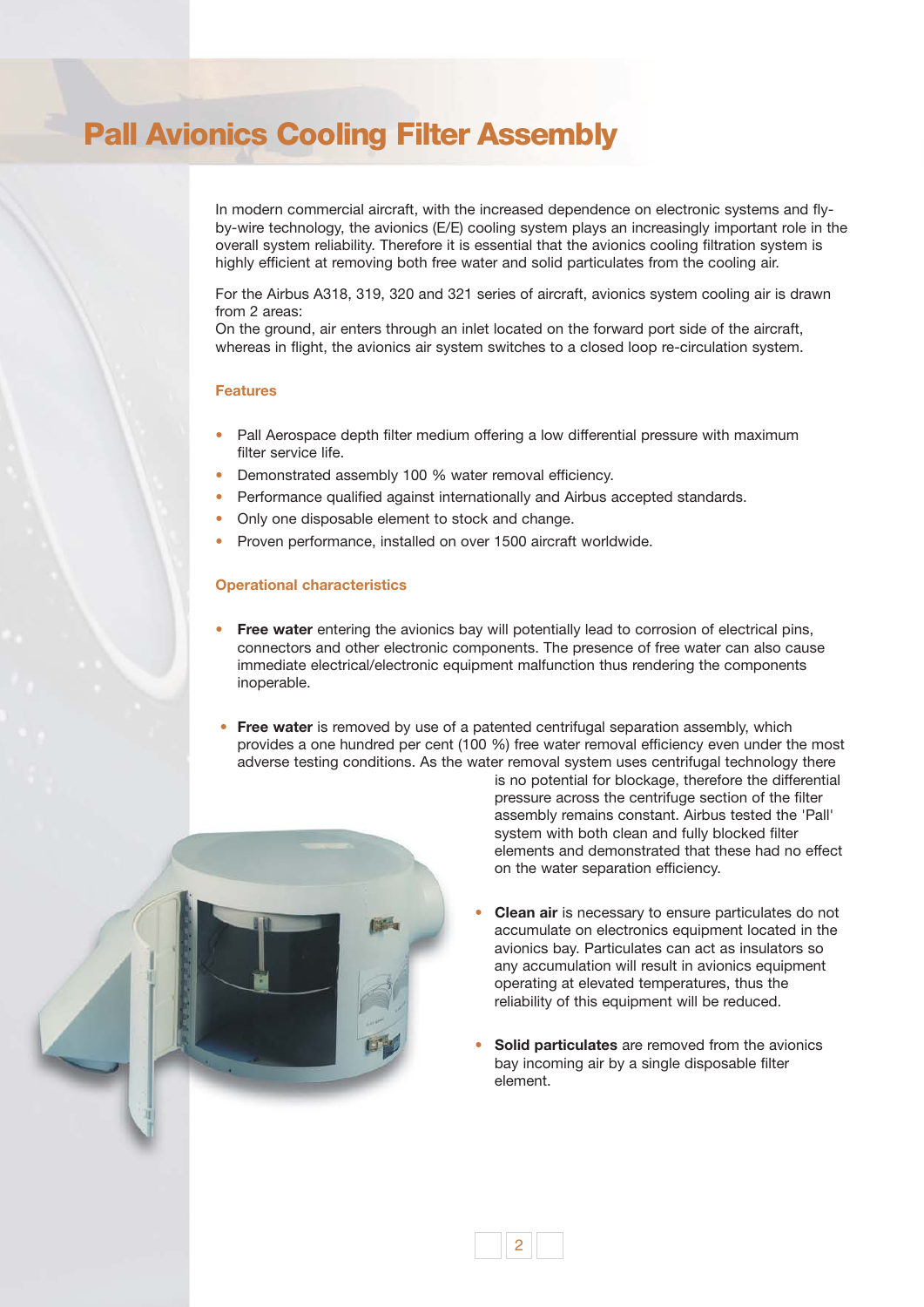# Pall Avionics Cooling Filter Assembly

In modern commercial aircraft, with the increased dependence on electronic systems and fly-by-wire technology, the avionics (E/E) cooling system plays an increasingly important role in the overall system reliability. Therefore it is essential that the avionics cooling filtration system is highly efficient at removing both free water and solid particulates from the cooling air.

For the Airbus A318, 319, 320 and 321 series of aircraft, avionics system cooling air is drawn from 2 areas:
On the ground, air enters through an inlet located on the forward port side of the aircraft, whereas in flight, the avionics air system switches to a closed loop re-circulation system.

### Features

- Pall Aerospace depth filter medium offering a low differential pressure with maximum filter service life.
- Demonstrated assembly 100 % water removal efficiency.
- Performance qualified against internationally and Airbus accepted standards.
- Only one disposable element to stock and change.
- Proven performance, installed on over 1500 aircraft worldwide.

### Operational characteristics

- **Free water** entering the avionics bay will potentially lead to corrosion of electrical pins, connectors and other electronic components. The presence of free water can also cause immediate electrical/electronic equipment malfunction thus rendering the components inoperable.

- **Free water** is removed by use of a patented centrifugal separation assembly, which provides a one hundred per cent (100 %) free water removal efficiency even under the most adverse testing conditions. As the water removal system uses centrifugal technology there is no potential for blockage, therefore the differential pressure across the centrifuge section of the filter assembly remains constant. Airbus tested the 'Pall' system with both clean and fully blocked filter elements and demonstrated that these had no effect on the water separation efficiency.

- **Clean air** is necessary to ensure particulates do not accumulate on electronics equipment located in the avionics bay. Particulates can act as insulators so any accumulation will result in avionics equipment operating at elevated temperatures, thus the reliability of this equipment will be reduced.

- **Solid particulates** are removed from the avionics bay incoming air by a single disposable filter element.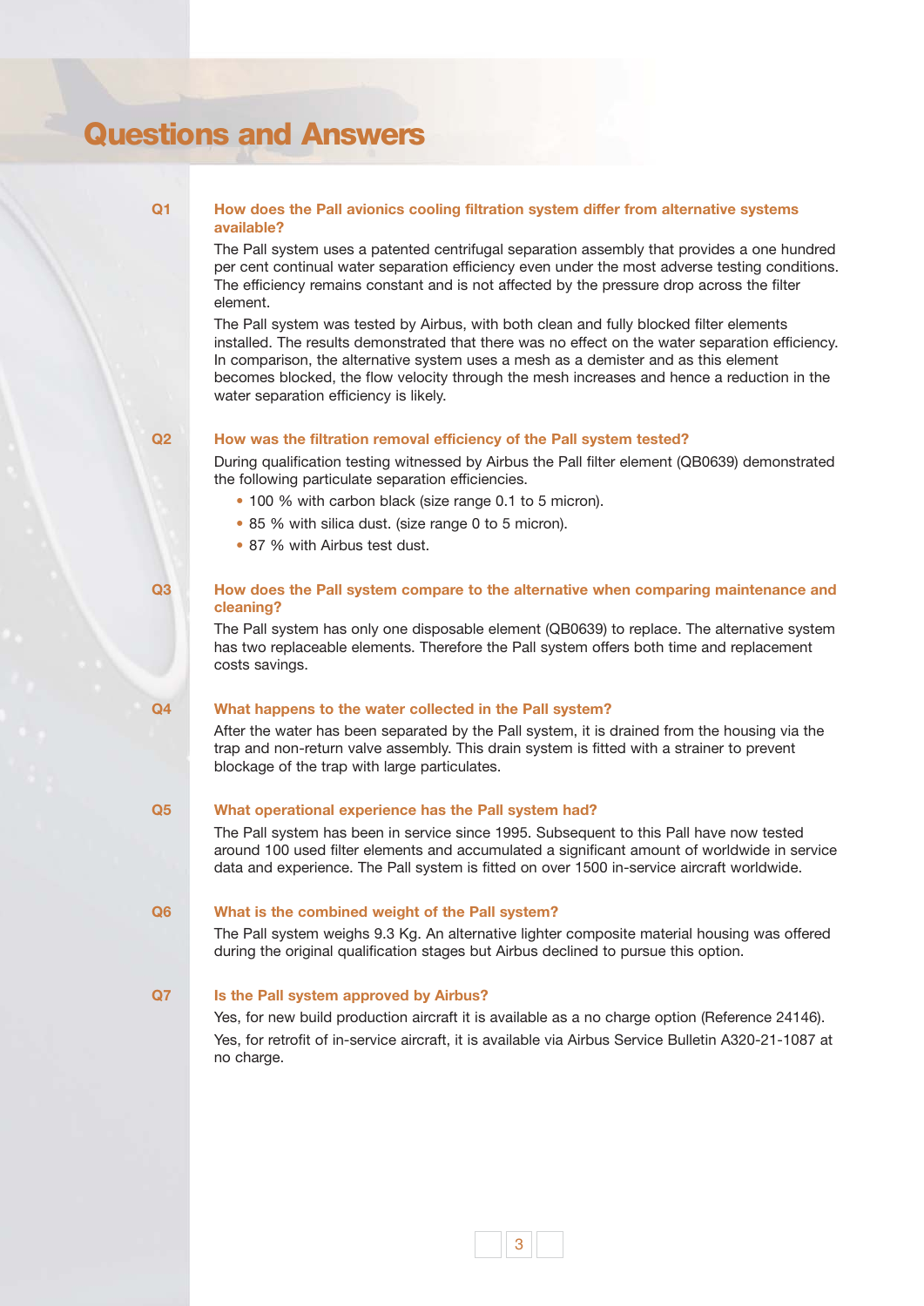# Questions and Answers

**Q1** **How does the Pall avionics cooling filtration system differ from alternative systems available?**

The Pall system uses a patented centrifugal separation assembly that provides a one hundred per cent continual water separation efficiency even under the most adverse testing conditions. The efficiency remains constant and is not affected by the pressure drop across the filter element.

The Pall system was tested by Airbus, with both clean and fully blocked filter elements installed. The results demonstrated that there was no effect on the water separation efficiency. In comparison, the alternative system uses a mesh as a demister and as this element becomes blocked, the flow velocity through the mesh increases and hence a reduction in the water separation efficiency is likely.

**Q2** **How was the filtration removal efficiency of the Pall system tested?**

During qualification testing witnessed by Airbus the Pall filter element (QB0639) demonstrated the following particulate separation efficiencies.

- 100 % with carbon black (size range 0.1 to 5 micron).
- 85 % with silica dust. (size range 0 to 5 micron).
- 87 % with Airbus test dust.

**Q3** **How does the Pall system compare to the alternative when comparing maintenance and cleaning?**

The Pall system has only one disposable element (QB0639) to replace. The alternative system has two replaceable elements. Therefore the Pall system offers both time and replacement costs savings.

**Q4** **What happens to the water collected in the Pall system?**

After the water has been separated by the Pall system, it is drained from the housing via the trap and non-return valve assembly. This drain system is fitted with a strainer to prevent blockage of the trap with large particulates.

**Q5** **What operational experience has the Pall system had?**

The Pall system has been in service since 1995. Subsequent to this Pall have now tested around 100 used filter elements and accumulated a significant amount of worldwide in service data and experience. The Pall system is fitted on over 1500 in-service aircraft worldwide.

**Q6** **What is the combined weight of the Pall system?**

The Pall system weighs 9.3 Kg. An alternative lighter composite material housing was offered during the original qualification stages but Airbus declined to pursue this option.

**Q7** **Is the Pall system approved by Airbus?**

Yes, for new build production aircraft it is available as a no charge option (Reference 24146).

Yes, for retrofit of in-service aircraft, it is available via Airbus Service Bulletin A320-21-1087 at no charge.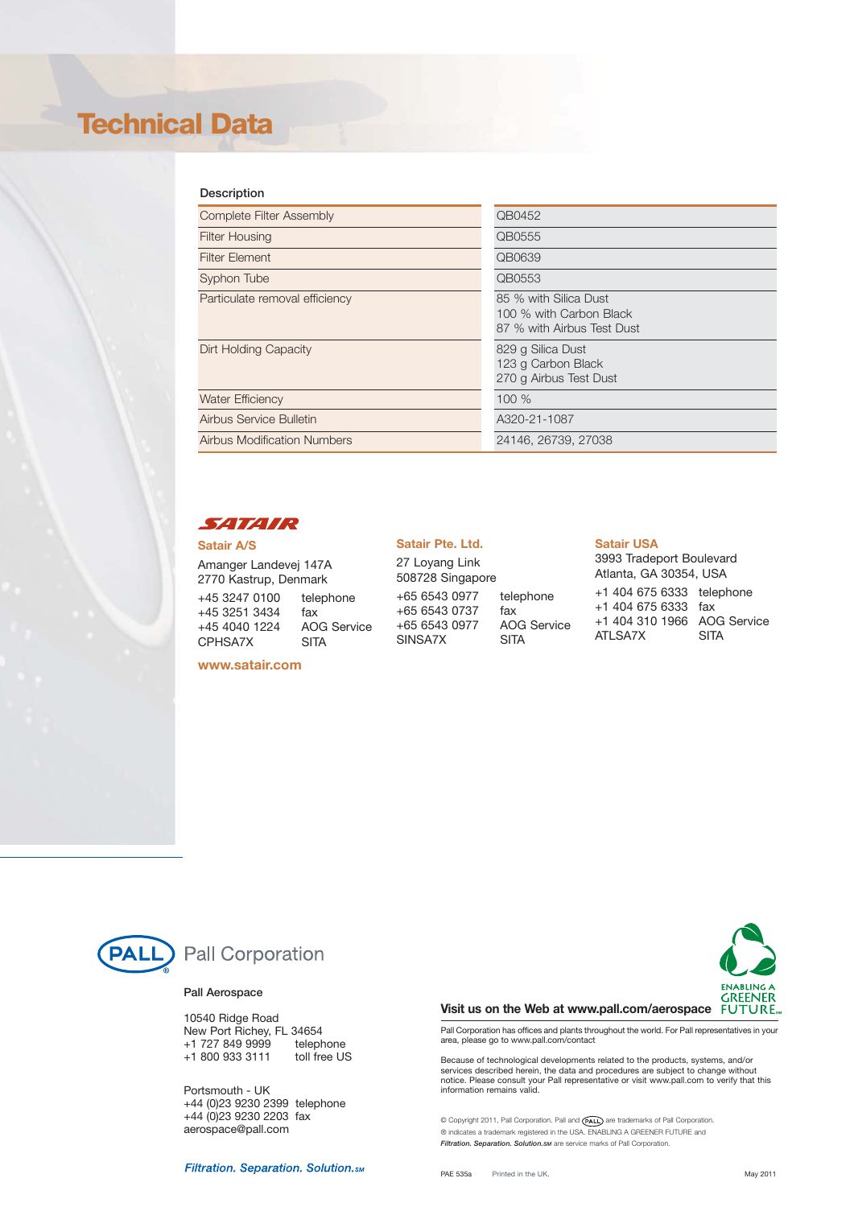# Technical Data

| Description | |
|---|---|
| Complete Filter Assembly | QB0452 |
| Filter Housing | QB0555 |
| Filter Element | QB0639 |
| Syphon Tube | QB0553 |
| Particulate removal efficiency | 85 % with Silica Dust<br>100 % with Carbon Black<br>87 % with Airbus Test Dust |
| Dirt Holding Capacity | 829 g Silica Dust<br>123 g Carbon Black<br>270 g Airbus Test Dust |
| Water Efficiency | 100 % |
| Airbus Service Bulletin | A320-21-1087 |
| Airbus Modification Numbers | 24146, 26739, 27038 |

SATAIR

**Satair A/S**

Amanger Landevej 147A
2770 Kastrup, Denmark

+45 3247 0100 telephone
+45 3251 3434 fax
+45 4040 1224 AOG Service
CPHSA7X SITA

**www.satair.com**

**Satair Pte. Ltd.**

27 Loyang Link
508728 Singapore

+65 6543 0977 telephone
+65 6543 0737 fax
+65 6543 0977 AOG Service
SINSA7X SITA

**Satair USA**

3993 Tradeport Boulevard
Atlanta, GA 30354, USA

+1 404 675 6333 telephone
+1 404 675 6333 fax
+1 404 310 1966 AOG Service
ATLSA7X SITA

PALL Pall Corporation

**Pall Aerospace**

10540 Ridge Road
New Port Richey, FL 34654
+1 727 849 9999 telephone
+1 800 933 3111 toll free US

Portsmouth - UK
+44 (0)23 9230 2399 telephone
+44 (0)23 9230 2203 fax
aerospace@pall.com

*Filtration. Separation. Solution.SM*

ENABLING A GREENER FUTURE

**Visit us on the Web at www.pall.com/aerospace**

Pall Corporation has offices and plants throughout the world. For Pall representatives in your area, please go to www.pall.com/contact

Because of technological developments related to the products, systems, and/or services described herein, the data and procedures are subject to change without notice. Please consult your Pall representative or visit www.pall.com to verify that this information remains valid.

© Copyright 2011, Pall Corporation. Pall and PALL are trademarks of Pall Corporation.
® indicates a trademark registered in the USA. ENABLING A GREENER FUTURE and *Filtration. Separation. Solution.SM* are service marks of Pall Corporation.

PAE 535a Printed in the UK. May 2011